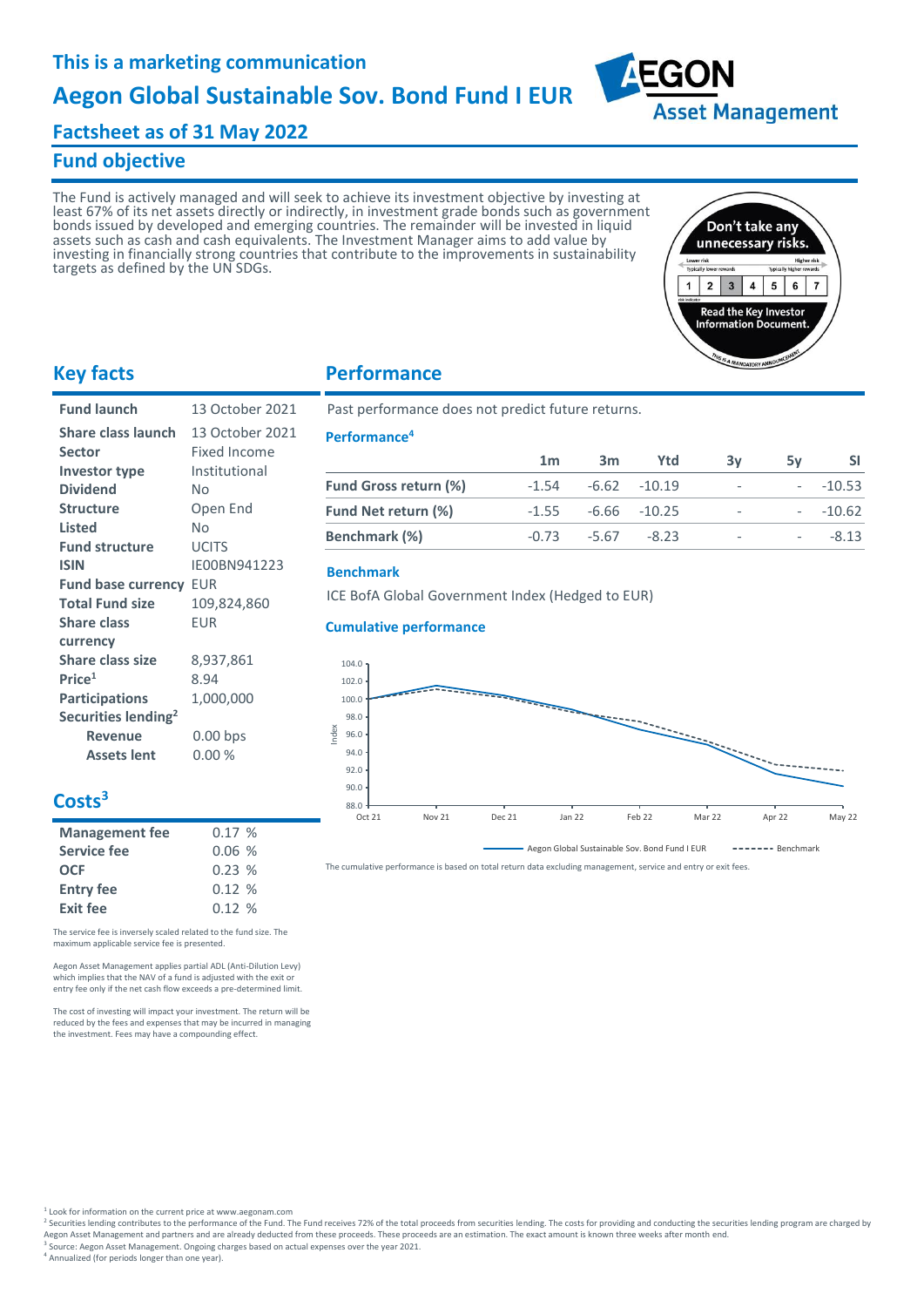This is a marketing communication

# Aegon Global Sustainable Sov. Bond Fund I EUR

## Factsheet as of 31 May 2022

## Fund objective

The Fund is actively managed and will seek to achieve its investment objective by investing at least 67% of its net assets directly or indirectly, in investment grade bonds such as government bonds issued by developed and emerging countries. The remainder will be invested in liquid assets such as cash and cash equivalents. The Investment Manager aims to add value by investing in financially strong countries that contribute to the improvements in sustainability targets as defined by the UN SDGs.

Don't take any unnecessary risks.

Lower risk – Typically lower rewards | Higher risk – Typically higher rewards

| 1 | 2 | 3 | 4 | 5 | 6 | 7 |
|---|---|---|---|---|---|---|

Read the Key Investor Information Document.

This is a mandatory announcement

## Key facts

| | |
|---|---|
| **Fund launch** | 13 October 2021 |
| **Share class launch** | 13 October 2021 |
| **Sector** | Fixed Income |
| **Investor type** | Institutional |
| **Dividend** | No |
| **Structure** | Open End |
| **Listed** | No |
| **Fund structure** | UCITS |
| **ISIN** | IE00BN941223 |
| **Fund base currency** | EUR |
| **Total Fund size** | 109,824,860 |
| **Share class currency** | EUR |
| **Share class size** | 8,937,861 |
| **Price**[1] | 8.94 |
| **Participations** | 1,000,000 |
| **Securities lending**[2] | |
| **Revenue** | 0.00 bps |
| **Assets lent** | 0.00 % |

## Costs[3]

| | |
|---|---|
| **Management fee** | 0.17 % |
| **Service fee** | 0.06 % |
| **OCF** | 0.23 % |
| **Entry fee** | 0.12 % |
| **Exit fee** | 0.12 % |

The service fee is inversely scaled related to the fund size. The maximum applicable service fee is presented.

Aegon Asset Management applies partial ADL (Anti-Dilution Levy) which implies that the NAV of a fund is adjusted with the exit or entry fee only if the net cash flow exceeds a pre-determined limit.

The cost of investing will impact your investment. The return will be reduced by the fees and expenses that may be incurred in managing the investment. Fees may have a compounding effect.

## Performance

Past performance does not predict future returns.

### Performance[4]

| | 1m | 3m | Ytd | 3y | 5y | SI |
|---|---|---|---|---|---|---|
| **Fund Gross return (%)** | -1.54 | -6.62 | -10.19 | - | - | -10.53 |
| **Fund Net return (%)** | -1.55 | -6.66 | -10.25 | - | - | -10.62 |
| **Benchmark (%)** | -0.73 | -5.67 | -8.23 | - | - | -8.13 |

### Benchmark

ICE BofA Global Government Index (Hedged to EUR)

### Cumulative performance

The cumulative performance is based on total return data excluding management, service and entry or exit fees.

[1] Look for information on the current price at www.aegonam.com
[2] Securities lending contributes to the performance of the Fund. The Fund receives 72% of the total proceeds from securities lending. The costs for providing and conducting the securities lending program are charged by Aegon Asset Management and partners and are already deducted from these proceeds. These proceeds are an estimation. The exact amount is known three weeks after month end.
[3] Source: Aegon Asset Management. Ongoing charges based on actual expenses over the year 2021.
[4] Annualized (for periods longer than one year).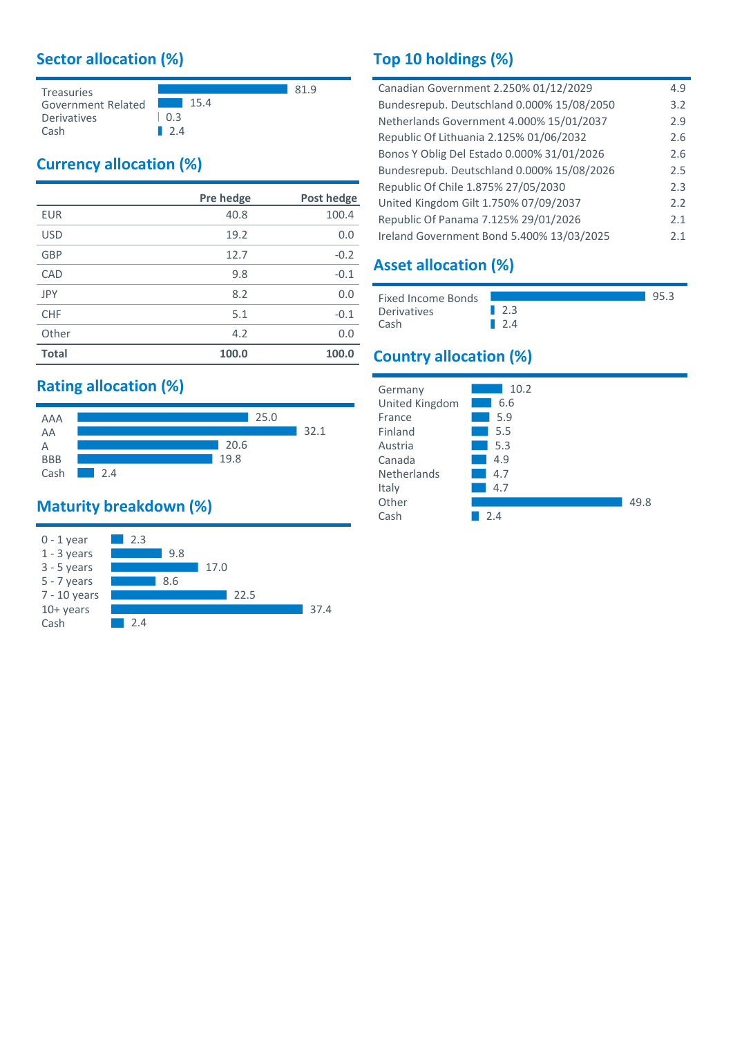## Sector allocation (%)

| Sector | % |
|---|---|
| Treasuries | 81.9 |
| Government Related | 15.4 |
| Derivatives | 0.3 |
| Cash | 2.4 |

## Currency allocation (%)

| | Pre hedge | Post hedge |
|---|---|---|
| EUR | 40.8 | 100.4 |
| USD | 19.2 | 0.0 |
| GBP | 12.7 | -0.2 |
| CAD | 9.8 | -0.1 |
| JPY | 8.2 | 0.0 |
| CHF | 5.1 | -0.1 |
| Other | 4.2 | 0.0 |
| **Total** | **100.0** | **100.0** |

## Rating allocation (%)

| Rating | % |
|---|---|
| AAA | 25.0 |
| AA | 32.1 |
| A | 20.6 |
| BBB | 19.8 |
| Cash | 2.4 |

## Maturity breakdown (%)

| Maturity | % |
|---|---|
| 0 - 1 year | 2.3 |
| 1 - 3 years | 9.8 |
| 3 - 5 years | 17.0 |
| 5 - 7 years | 8.6 |
| 7 - 10 years | 22.5 |
| 10+ years | 37.4 |
| Cash | 2.4 |

## Top 10 holdings (%)

| Holding | % |
|---|---|
| Canadian Government 2.250% 01/12/2029 | 4.9 |
| Bundesrepub. Deutschland 0.000% 15/08/2050 | 3.2 |
| Netherlands Government 4.000% 15/01/2037 | 2.9 |
| Republic Of Lithuania 2.125% 01/06/2032 | 2.6 |
| Bonos Y Oblig Del Estado 0.000% 31/01/2026 | 2.6 |
| Bundesrepub. Deutschland 0.000% 15/08/2026 | 2.5 |
| Republic Of Chile 1.875% 27/05/2030 | 2.3 |
| United Kingdom Gilt 1.750% 07/09/2037 | 2.2 |
| Republic Of Panama 7.125% 29/01/2026 | 2.1 |
| Ireland Government Bond 5.400% 13/03/2025 | 2.1 |

## Asset allocation (%)

| Asset | % |
|---|---|
| Fixed Income Bonds | 95.3 |
| Derivatives | 2.3 |
| Cash | 2.4 |

## Country allocation (%)

| Country | % |
|---|---|
| Germany | 10.2 |
| United Kingdom | 6.6 |
| France | 5.9 |
| Finland | 5.5 |
| Austria | 5.3 |
| Canada | 4.9 |
| Netherlands | 4.7 |
| Italy | 4.7 |
| Other | 49.8 |
| Cash | 2.4 |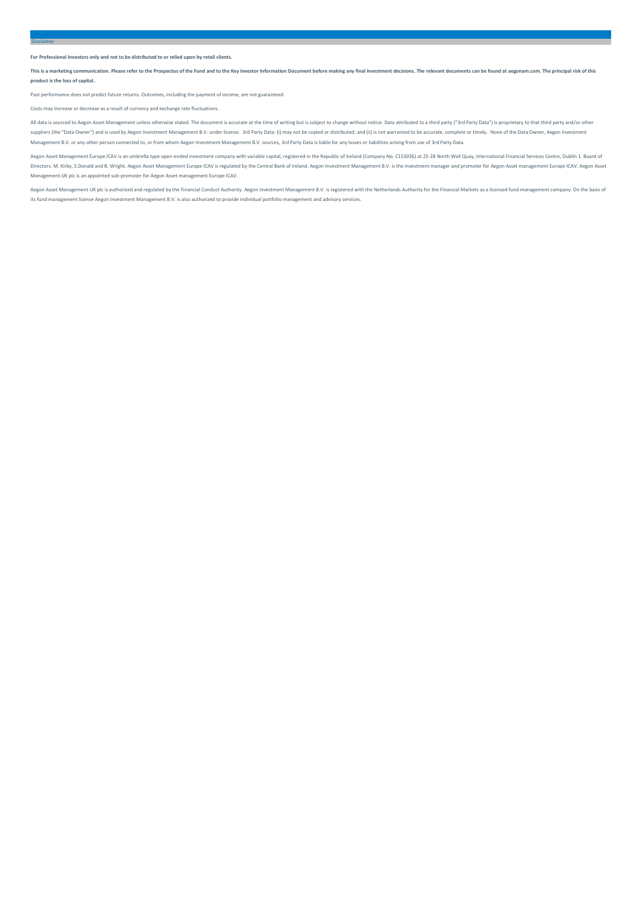## Disclaimer

**For Professional Investors only and not to be distributed to or relied upon by retail clients.**

**This is a marketing communication. Please refer to the Prospectus of the Fund and to the Key Investor Information Document before making any final investment decisions. The relevant documents can be found at aegonam.com. The principal risk of this product is the loss of capital.**

Past performance does not predict future returns. Outcomes, including the payment of income, are not guaranteed.

Costs may increase or decrease as a result of currency and exchange rate fluctuations.

All data is sourced to Aegon Asset Management unless otherwise stated. The document is accurate at the time of writing but is subject to change without notice. Data attributed to a third party ("3rd Party Data") is proprietary to that third party and/or other suppliers (the "Data Owner") and is used by Aegon Investment Management B.V. under license. 3rd Party Data: (i) may not be copied or distributed; and (ii) is not warranted to be accurate, complete or timely. None of the Data Owner, Aegon Investment Management B.V. or any other person connected to, or from whom Aegon Investment Management B.V. sources, 3rd Party Data is liable for any losses or liabilities arising from use of 3rd Party Data.

Aegon Asset Management Europe ICAV is an umbrella type open-ended investment company with variable capital, registered in the Republic of Ireland (Company No. C153036) at 25-28 North Wall Quay, International Financial Services Centre, Dublin 1. Board of Directors: M. Kirby, S.Donald and B. Wright. Aegon Asset Management Europe ICAV is regulated by the Central Bank of Ireland. Aegon Investment Management B.V. is the investment manager and promoter for Aegon Asset management Europe ICAV. Aegon Asset Management UK plc is an appointed sub-promoter for Aegon Asset management Europe ICAV.

Aegon Asset Management UK plc is authorized and regulated by the Financial Conduct Authority. Aegon Investment Management B.V. is registered with the Netherlands Authority for the Financial Markets as a licensed fund management company. On the basis of its fund management license Aegon Investment Management B.V. is also authorized to provide individual portfolio management and advisory services.